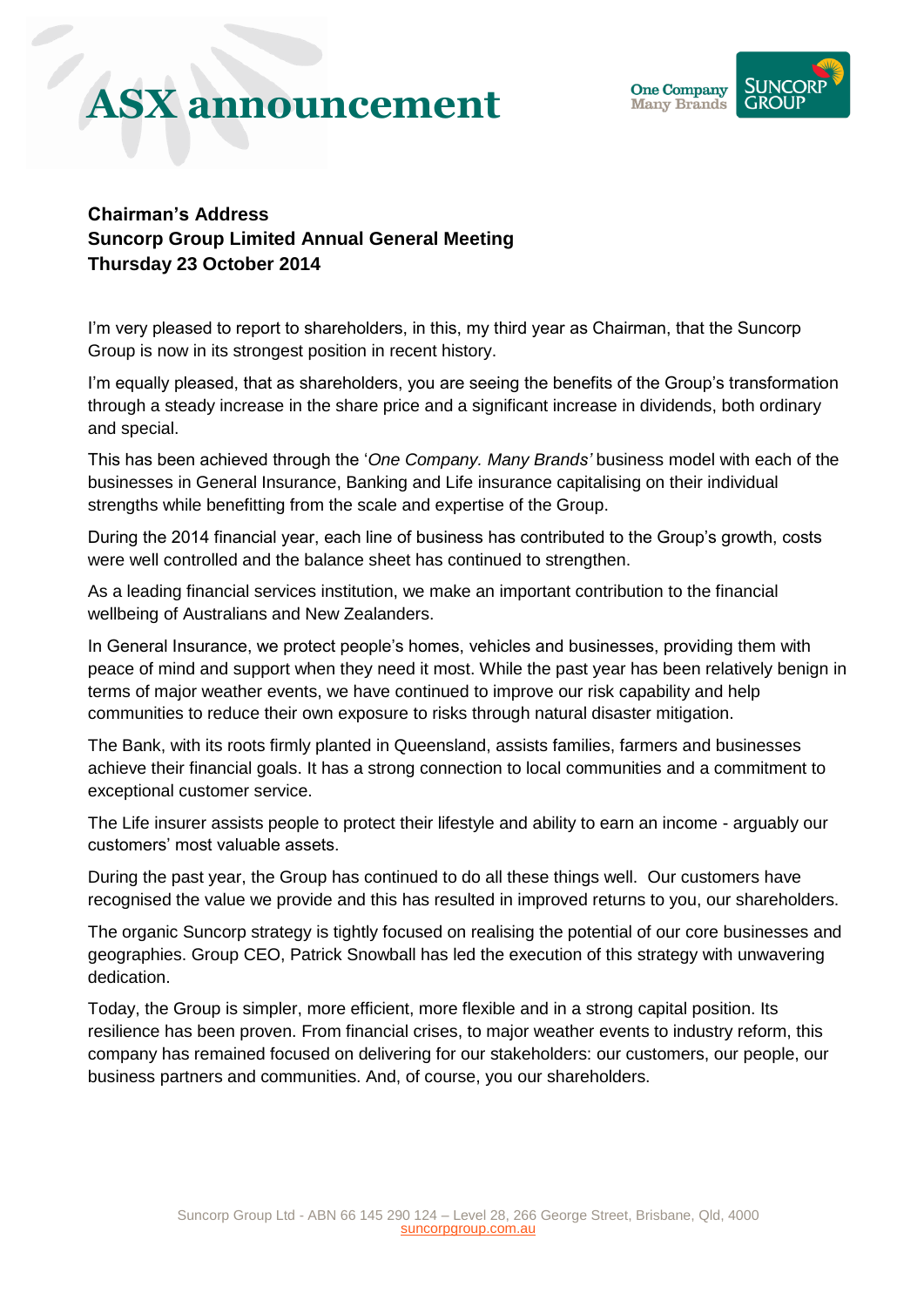# ASX announcement

**Chairman's Address**
**Suncorp Group Limited Annual General Meeting**
**Thursday 23 October 2014**

I'm very pleased to report to shareholders, in this, my third year as Chairman, that the Suncorp Group is now in its strongest position in recent history.

I'm equally pleased, that as shareholders, you are seeing the benefits of the Group's transformation through a steady increase in the share price and a significant increase in dividends, both ordinary and special.

This has been achieved through the '*One Company. Many Brands'* business model with each of the businesses in General Insurance, Banking and Life insurance capitalising on their individual strengths while benefitting from the scale and expertise of the Group.

During the 2014 financial year, each line of business has contributed to the Group's growth, costs were well controlled and the balance sheet has continued to strengthen.

As a leading financial services institution, we make an important contribution to the financial wellbeing of Australians and New Zealanders.

In General Insurance, we protect people's homes, vehicles and businesses, providing them with peace of mind and support when they need it most. While the past year has been relatively benign in terms of major weather events, we have continued to improve our risk capability and help communities to reduce their own exposure to risks through natural disaster mitigation.

The Bank, with its roots firmly planted in Queensland, assists families, farmers and businesses achieve their financial goals. It has a strong connection to local communities and a commitment to exceptional customer service.

The Life insurer assists people to protect their lifestyle and ability to earn an income - arguably our customers' most valuable assets.

During the past year, the Group has continued to do all these things well. Our customers have recognised the value we provide and this has resulted in improved returns to you, our shareholders.

The organic Suncorp strategy is tightly focused on realising the potential of our core businesses and geographies. Group CEO, Patrick Snowball has led the execution of this strategy with unwavering dedication.

Today, the Group is simpler, more efficient, more flexible and in a strong capital position. Its resilience has been proven. From financial crises, to major weather events to industry reform, this company has remained focused on delivering for our stakeholders: our customers, our people, our business partners and communities. And, of course, you our shareholders.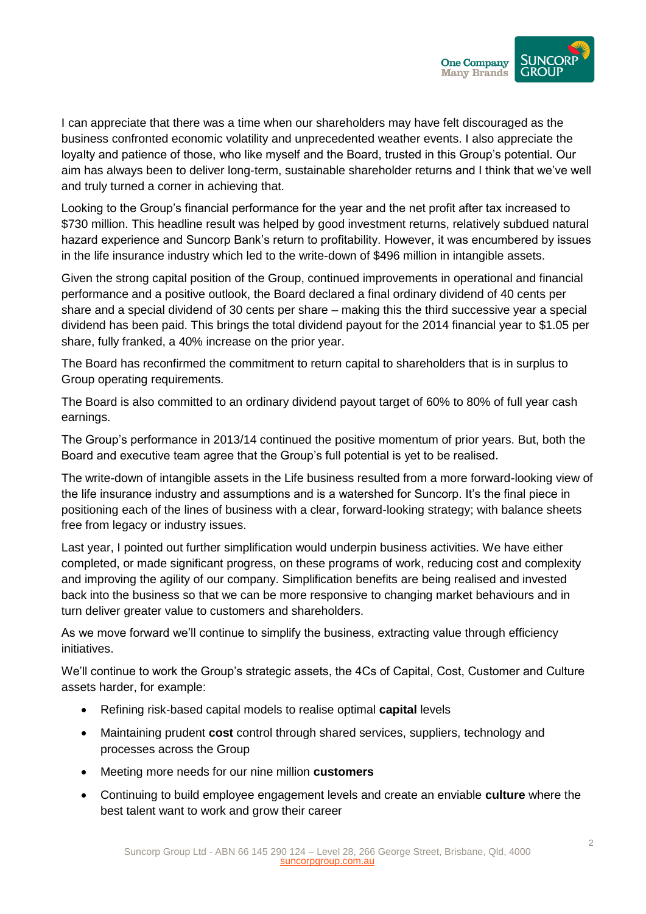I can appreciate that there was a time when our shareholders may have felt discouraged as the business confronted economic volatility and unprecedented weather events. I also appreciate the loyalty and patience of those, who like myself and the Board, trusted in this Group's potential. Our aim has always been to deliver long-term, sustainable shareholder returns and I think that we've well and truly turned a corner in achieving that.

Looking to the Group's financial performance for the year and the net profit after tax increased to $730 million. This headline result was helped by good investment returns, relatively subdued natural hazard experience and Suncorp Bank's return to profitability. However, it was encumbered by issues in the life insurance industry which led to the write-down of $496 million in intangible assets.

Given the strong capital position of the Group, continued improvements in operational and financial performance and a positive outlook, the Board declared a final ordinary dividend of 40 cents per share and a special dividend of 30 cents per share – making this the third successive year a special dividend has been paid. This brings the total dividend payout for the 2014 financial year to $1.05 per share, fully franked, a 40% increase on the prior year.

The Board has reconfirmed the commitment to return capital to shareholders that is in surplus to Group operating requirements.

The Board is also committed to an ordinary dividend payout target of 60% to 80% of full year cash earnings.

The Group's performance in 2013/14 continued the positive momentum of prior years. But, both the Board and executive team agree that the Group's full potential is yet to be realised.

The write-down of intangible assets in the Life business resulted from a more forward-looking view of the life insurance industry and assumptions and is a watershed for Suncorp. It's the final piece in positioning each of the lines of business with a clear, forward-looking strategy; with balance sheets free from legacy or industry issues.

Last year, I pointed out further simplification would underpin business activities. We have either completed, or made significant progress, on these programs of work, reducing cost and complexity and improving the agility of our company. Simplification benefits are being realised and invested back into the business so that we can be more responsive to changing market behaviours and in turn deliver greater value to customers and shareholders.

As we move forward we'll continue to simplify the business, extracting value through efficiency initiatives.

We'll continue to work the Group's strategic assets, the 4Cs of Capital, Cost, Customer and Culture assets harder, for example:

- Refining risk-based capital models to realise optimal **capital** levels
- Maintaining prudent **cost** control through shared services, suppliers, technology and processes across the Group
- Meeting more needs for our nine million **customers**
- Continuing to build employee engagement levels and create an enviable **culture** where the best talent want to work and grow their career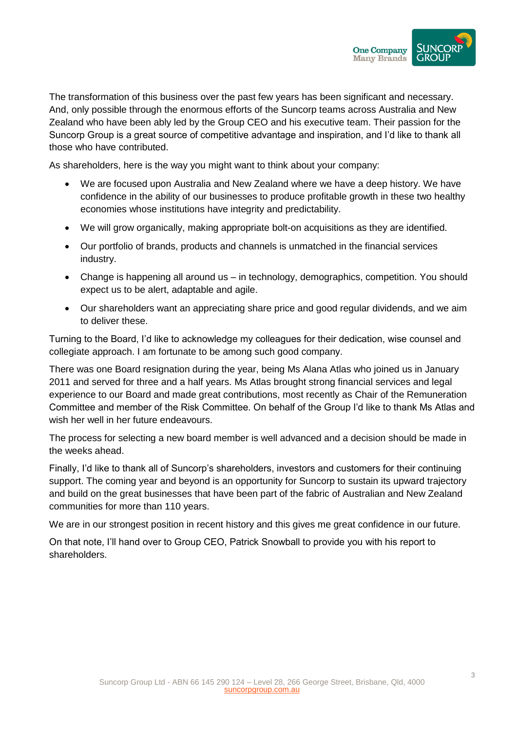The transformation of this business over the past few years has been significant and necessary. And, only possible through the enormous efforts of the Suncorp teams across Australia and New Zealand who have been ably led by the Group CEO and his executive team. Their passion for the Suncorp Group is a great source of competitive advantage and inspiration, and I'd like to thank all those who have contributed.

As shareholders, here is the way you might want to think about your company:

- We are focused upon Australia and New Zealand where we have a deep history. We have confidence in the ability of our businesses to produce profitable growth in these two healthy economies whose institutions have integrity and predictability.
- We will grow organically, making appropriate bolt-on acquisitions as they are identified.
- Our portfolio of brands, products and channels is unmatched in the financial services industry.
- Change is happening all around us – in technology, demographics, competition. You should expect us to be alert, adaptable and agile.
- Our shareholders want an appreciating share price and good regular dividends, and we aim to deliver these.

Turning to the Board, I'd like to acknowledge my colleagues for their dedication, wise counsel and collegiate approach. I am fortunate to be among such good company.

There was one Board resignation during the year, being Ms Alana Atlas who joined us in January 2011 and served for three and a half years. Ms Atlas brought strong financial services and legal experience to our Board and made great contributions, most recently as Chair of the Remuneration Committee and member of the Risk Committee. On behalf of the Group I'd like to thank Ms Atlas and wish her well in her future endeavours.

The process for selecting a new board member is well advanced and a decision should be made in the weeks ahead.

Finally, I'd like to thank all of Suncorp's shareholders, investors and customers for their continuing support. The coming year and beyond is an opportunity for Suncorp to sustain its upward trajectory and build on the great businesses that have been part of the fabric of Australian and New Zealand communities for more than 110 years.

We are in our strongest position in recent history and this gives me great confidence in our future.

On that note, I'll hand over to Group CEO, Patrick Snowball to provide you with his report to shareholders.